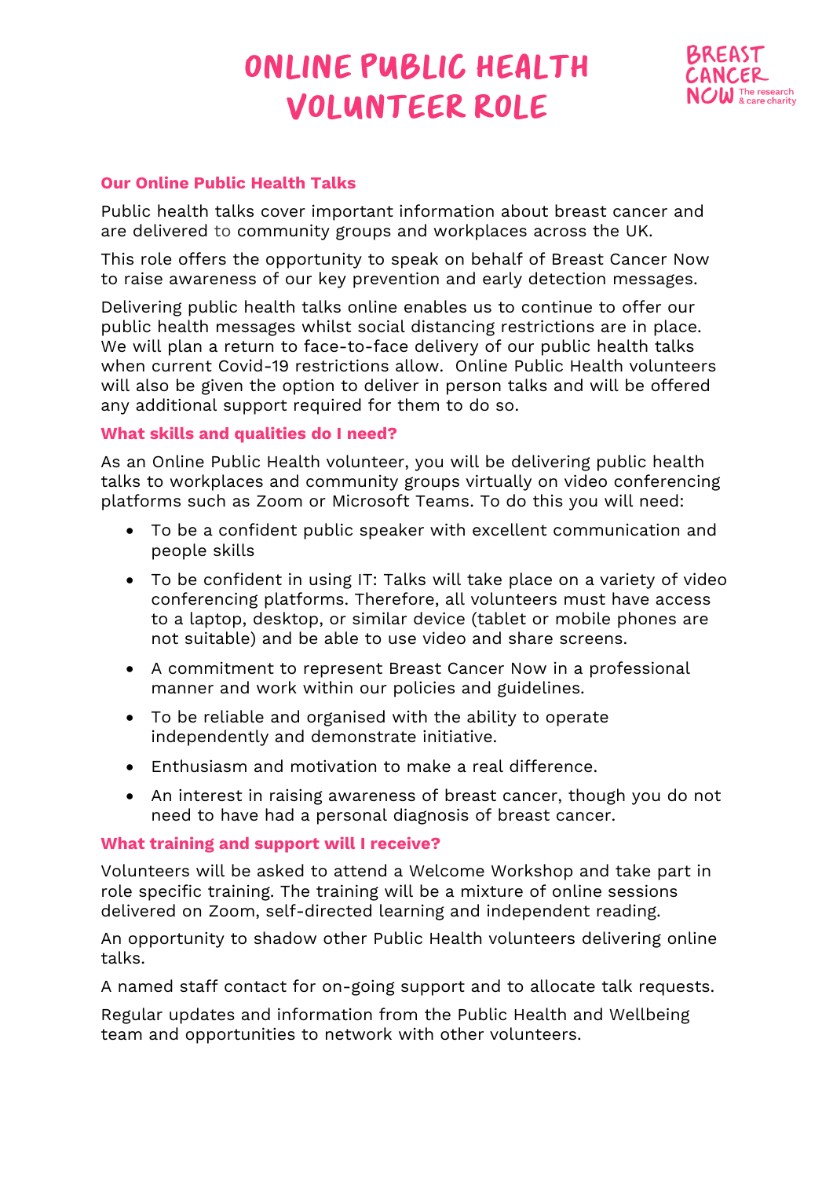# ONLINE PUBLIC HEALTH VOLUNTEER ROLE

BREAST CANCER NOW The research & care charity

## Our Online Public Health Talks

Public health talks cover important information about breast cancer and are delivered to community groups and workplaces across the UK.

This role offers the opportunity to speak on behalf of Breast Cancer Now to raise awareness of our key prevention and early detection messages.

Delivering public health talks online enables us to continue to offer our public health messages whilst social distancing restrictions are in place. We will plan a return to face-to-face delivery of our public health talks when current Covid-19 restrictions allow. Online Public Health volunteers will also be given the option to deliver in person talks and will be offered any additional support required for them to do so.

## What skills and qualities do I need?

As an Online Public Health volunteer, you will be delivering public health talks to workplaces and community groups virtually on video conferencing platforms such as Zoom or Microsoft Teams. To do this you will need:

- To be a confident public speaker with excellent communication and people skills
- To be confident in using IT: Talks will take place on a variety of video conferencing platforms. Therefore, all volunteers must have access to a laptop, desktop, or similar device (tablet or mobile phones are not suitable) and be able to use video and share screens.
- A commitment to represent Breast Cancer Now in a professional manner and work within our policies and guidelines.
- To be reliable and organised with the ability to operate independently and demonstrate initiative.
- Enthusiasm and motivation to make a real difference.
- An interest in raising awareness of breast cancer, though you do not need to have had a personal diagnosis of breast cancer.

## What training and support will I receive?

Volunteers will be asked to attend a Welcome Workshop and take part in role specific training. The training will be a mixture of online sessions delivered on Zoom, self-directed learning and independent reading.

An opportunity to shadow other Public Health volunteers delivering online talks.

A named staff contact for on-going support and to allocate talk requests.

Regular updates and information from the Public Health and Wellbeing team and opportunities to network with other volunteers.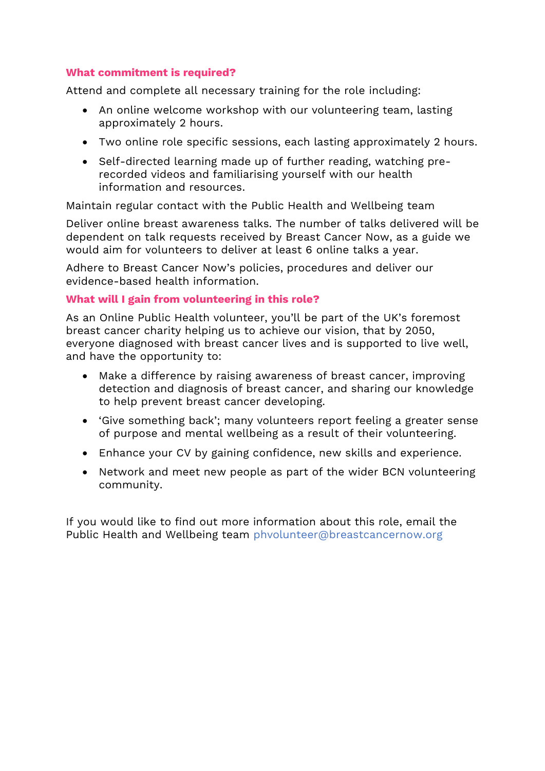### What commitment is required?

Attend and complete all necessary training for the role including:

- An online welcome workshop with our volunteering team, lasting approximately 2 hours.
- Two online role specific sessions, each lasting approximately 2 hours.
- Self-directed learning made up of further reading, watching pre-recorded videos and familiarising yourself with our health information and resources.

Maintain regular contact with the Public Health and Wellbeing team

Deliver online breast awareness talks. The number of talks delivered will be dependent on talk requests received by Breast Cancer Now, as a guide we would aim for volunteers to deliver at least 6 online talks a year.

Adhere to Breast Cancer Now's policies, procedures and deliver our evidence-based health information.

### What will I gain from volunteering in this role?

As an Online Public Health volunteer, you'll be part of the UK's foremost breast cancer charity helping us to achieve our vision, that by 2050, everyone diagnosed with breast cancer lives and is supported to live well, and have the opportunity to:

- Make a difference by raising awareness of breast cancer, improving detection and diagnosis of breast cancer, and sharing our knowledge to help prevent breast cancer developing.
- 'Give something back'; many volunteers report feeling a greater sense of purpose and mental wellbeing as a result of their volunteering.
- Enhance your CV by gaining confidence, new skills and experience.
- Network and meet new people as part of the wider BCN volunteering community.

If you would like to find out more information about this role, email the Public Health and Wellbeing team phvolunteer@breastcancernow.org